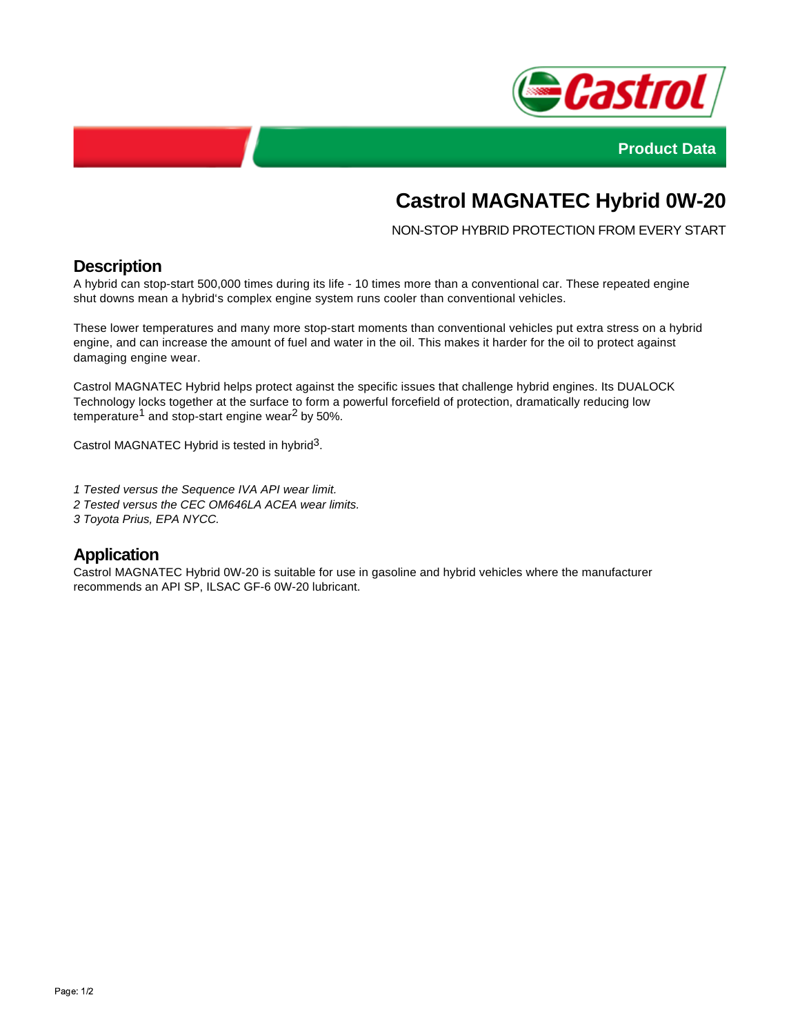Product Data

# Castrol MAGNATEC Hybrid 0W-20

NON-STOP HYBRID PROTECTION FROM EVERY START

## Description

A hybrid can stop-start 500,000 times during its life - 10 times more than a conventional car. These repeated engine shut downs mean a hybrid's complex engine system runs cooler than conventional vehicles.

These lower temperatures and many more stop-start moments than conventional vehicles put extra stress on a hybrid engine, and can increase the amount of fuel and water in the oil. This makes it harder for the oil to protect against damaging engine wear.

Castrol MAGNATEC Hybrid helps protect against the specific issues that challenge hybrid engines. Its DUALOCK Technology locks together at the surface to form a powerful forcefield of protection, dramatically reducing low temperature[1] and stop-start engine wear[2] by 50%.

Castrol MAGNATEC Hybrid is tested in hybrid[3].

*1 Tested versus the Sequence IVA API wear limit.*
*2 Tested versus the CEC OM646LA ACEA wear limits.*
*3 Toyota Prius, EPA NYCC.*

## Application

Castrol MAGNATEC Hybrid 0W-20 is suitable for use in gasoline and hybrid vehicles where the manufacturer recommends an API SP, ILSAC GF-6 0W-20 lubricant.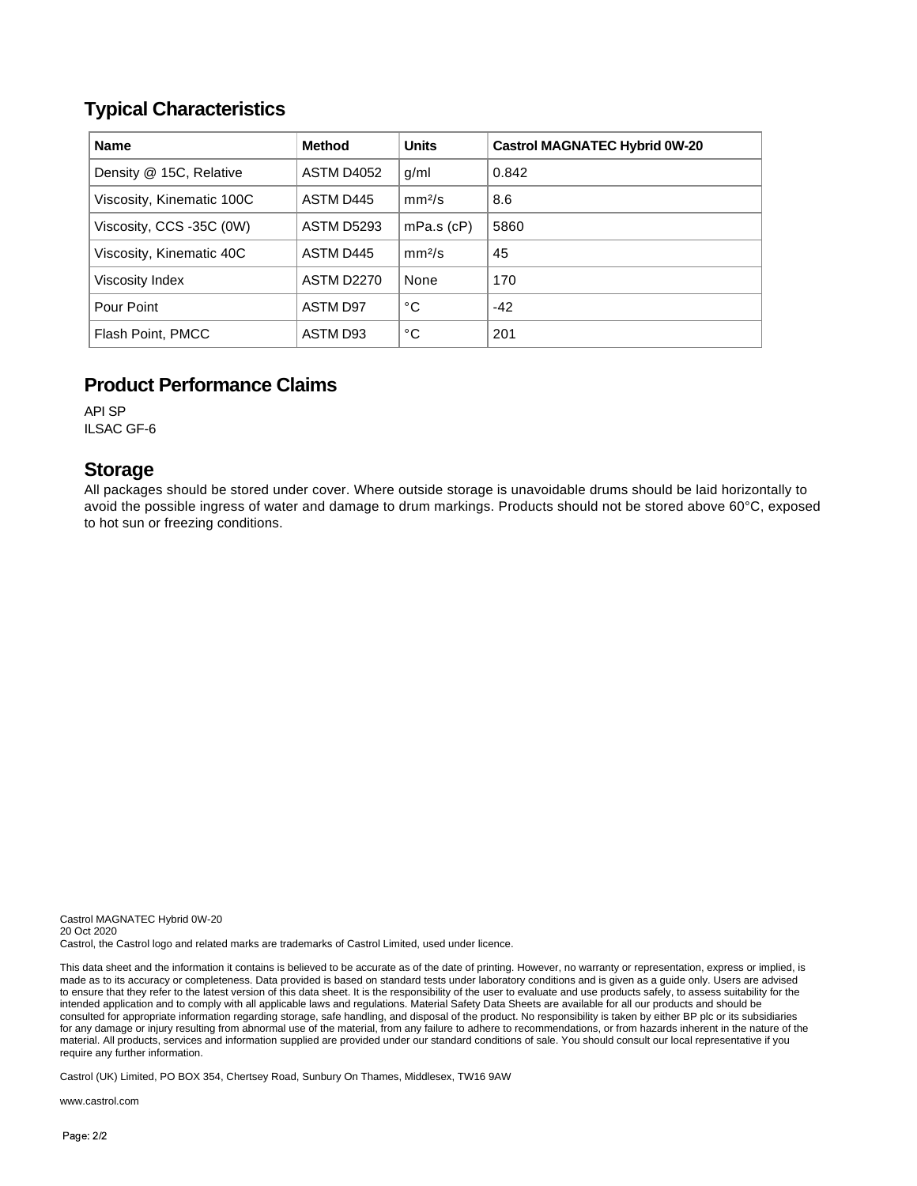## Typical Characteristics

| Name | Method | Units | Castrol MAGNATEC Hybrid 0W-20 |
|---|---|---|---|
| Density @ 15C, Relative | ASTM D4052 | g/ml | 0.842 |
| Viscosity, Kinematic 100C | ASTM D445 | $mm^2/s$ | 8.6 |
| Viscosity, CCS -35C (0W) | ASTM D5293 | mPa.s (cP) | 5860 |
| Viscosity, Kinematic 40C | ASTM D445 | $mm^2/s$ | 45 |
| Viscosity Index | ASTM D2270 | None | 170 |
| Pour Point | ASTM D97 | °C | -42 |
| Flash Point, PMCC | ASTM D93 | °C | 201 |

## Product Performance Claims

API SP
ILSAC GF-6

## Storage

All packages should be stored under cover. Where outside storage is unavoidable drums should be laid horizontally to avoid the possible ingress of water and damage to drum markings. Products should not be stored above 60°C, exposed to hot sun or freezing conditions.

Castrol MAGNATEC Hybrid 0W-20
20 Oct 2020
Castrol, the Castrol logo and related marks are trademarks of Castrol Limited, used under licence.

This data sheet and the information it contains is believed to be accurate as of the date of printing. However, no warranty or representation, express or implied, is made as to its accuracy or completeness. Data provided is based on standard tests under laboratory conditions and is given as a guide only. Users are advised to ensure that they refer to the latest version of this data sheet. It is the responsibility of the user to evaluate and use products safely, to assess suitability for the intended application and to comply with all applicable laws and regulations. Material Safety Data Sheets are available for all our products and should be consulted for appropriate information regarding storage, safe handling, and disposal of the product. No responsibility is taken by either BP plc or its subsidiaries for any damage or injury resulting from abnormal use of the material, from any failure to adhere to recommendations, or from hazards inherent in the nature of the material. All products, services and information supplied are provided under our standard conditions of sale. You should consult our local representative if you require any further information.

Castrol (UK) Limited, PO BOX 354, Chertsey Road, Sunbury On Thames, Middlesex, TW16 9AW

www.castrol.com